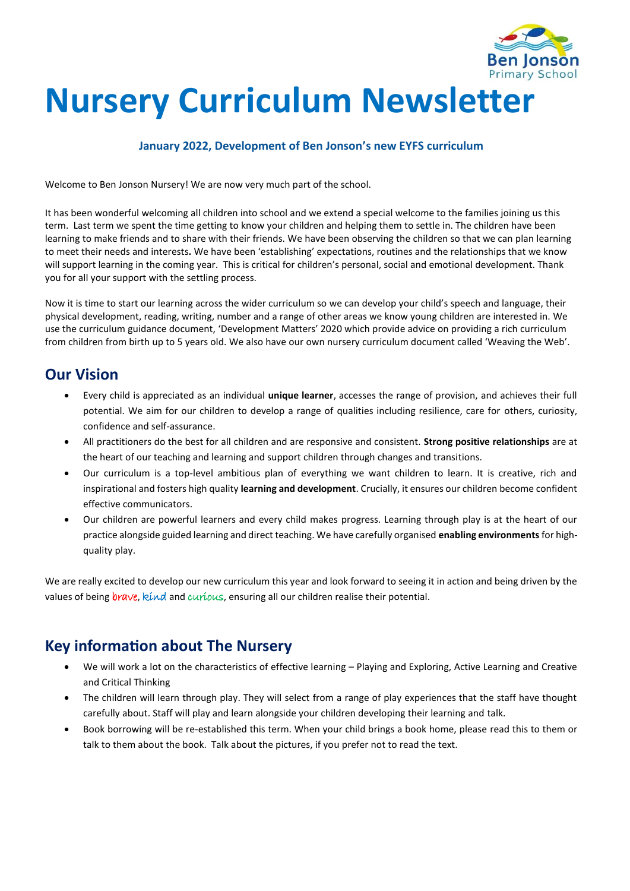# Nursery Curriculum Newsletter

**January 2022, Development of Ben Jonson's new EYFS curriculum**

Welcome to Ben Jonson Nursery! We are now very much part of the school.

It has been wonderful welcoming all children into school and we extend a special welcome to the families joining us this term. Last term we spent the time getting to know your children and helping them to settle in. The children have been learning to make friends and to share with their friends. We have been observing the children so that we can plan learning to meet their needs and interests**.** We have been 'establishing' expectations, routines and the relationships that we know will support learning in the coming year. This is critical for children's personal, social and emotional development. Thank you for all your support with the settling process.

Now it is time to start our learning across the wider curriculum so we can develop your child's speech and language, their physical development, reading, writing, number and a range of other areas we know young children are interested in. We use the curriculum guidance document, 'Development Matters' 2020 which provide advice on providing a rich curriculum from children from birth up to 5 years old. We also have our own nursery curriculum document called 'Weaving the Web'.

## Our Vision

- Every child is appreciated as an individual **unique learner**, accesses the range of provision, and achieves their full potential. We aim for our children to develop a range of qualities including resilience, care for others, curiosity, confidence and self-assurance.
- All practitioners do the best for all children and are responsive and consistent. **Strong positive relationships** are at the heart of our teaching and learning and support children through changes and transitions.
- Our curriculum is a top-level ambitious plan of everything we want children to learn. It is creative, rich and inspirational and fosters high quality **learning and development**. Crucially, it ensures our children become confident effective communicators.
- Our children are powerful learners and every child makes progress. Learning through play is at the heart of our practice alongside guided learning and direct teaching. We have carefully organised **enabling environments** for high-quality play.

We are really excited to develop our new curriculum this year and look forward to seeing it in action and being driven by the values of being brave, kind and curious, ensuring all our children realise their potential.

## Key information about The Nursery

- We will work a lot on the characteristics of effective learning – Playing and Exploring, Active Learning and Creative and Critical Thinking
- The children will learn through play. They will select from a range of play experiences that the staff have thought carefully about. Staff will play and learn alongside your children developing their learning and talk.
- Book borrowing will be re-established this term. When your child brings a book home, please read this to them or talk to them about the book. Talk about the pictures, if you prefer not to read the text.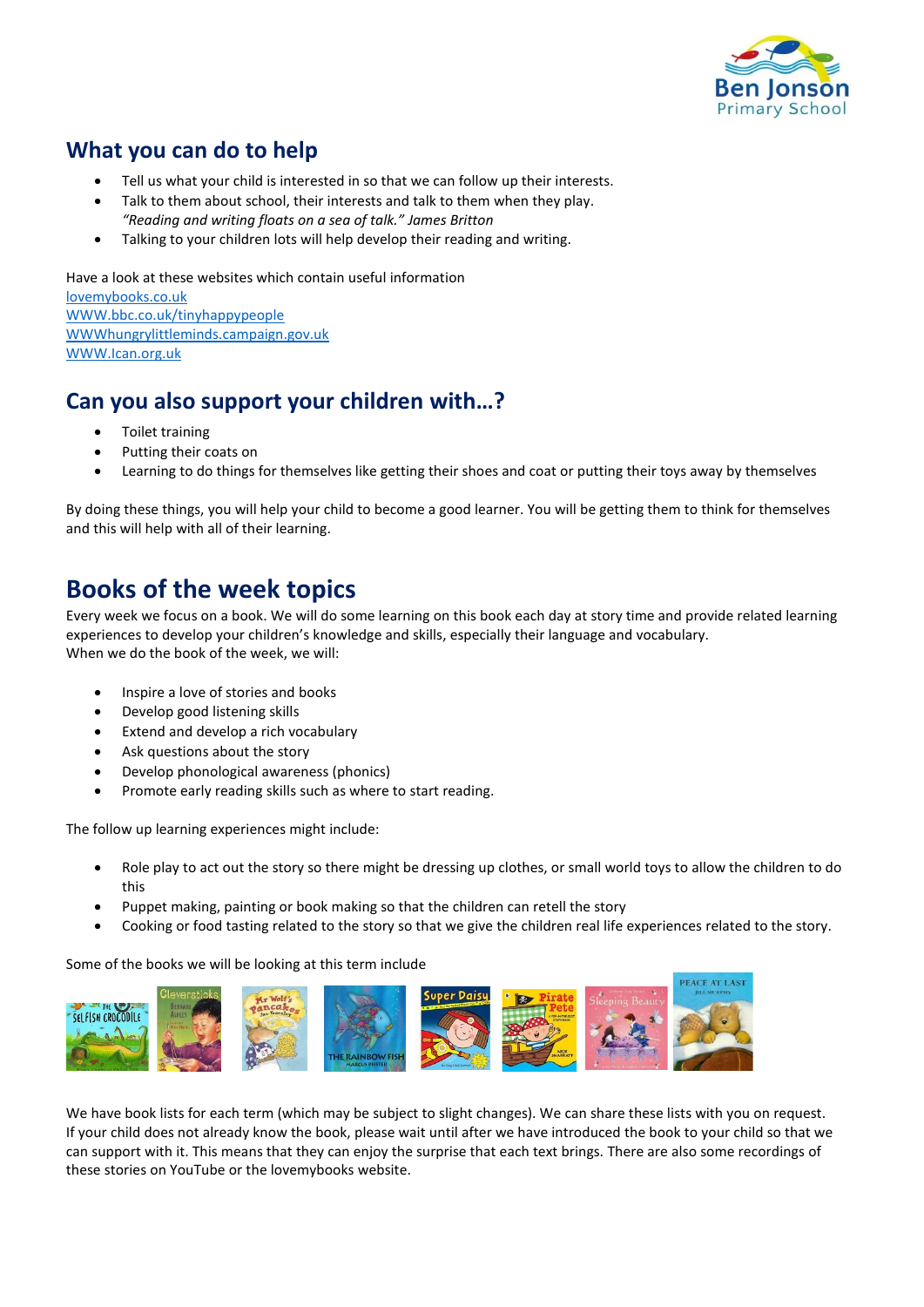## What you can do to help

- Tell us what your child is interested in so that we can follow up their interests.
- Talk to them about school, their interests and talk to them when they play.
  *"Reading and writing floats on a sea of talk." James Britton*
- Talking to your children lots will help develop their reading and writing.

Have a look at these websites which contain useful information
lovemybooks.co.uk
WWW.bbc.co.uk/tinyhappypeople
WWWhungrylittleminds.campaign.gov.uk
WWW.Ican.org.uk

## Can you also support your children with…?

- Toilet training
- Putting their coats on
- Learning to do things for themselves like getting their shoes and coat or putting their toys away by themselves

By doing these things, you will help your child to become a good learner. You will be getting them to think for themselves and this will help with all of their learning.

# Books of the week topics

Every week we focus on a book. We will do some learning on this book each day at story time and provide related learning experiences to develop your children's knowledge and skills, especially their language and vocabulary.
When we do the book of the week, we will:

- Inspire a love of stories and books
- Develop good listening skills
- Extend and develop a rich vocabulary
- Ask questions about the story
- Develop phonological awareness (phonics)
- Promote early reading skills such as where to start reading.

The follow up learning experiences might include:

- Role play to act out the story so there might be dressing up clothes, or small world toys to allow the children to do this
- Puppet making, painting or book making so that the children can retell the story
- Cooking or food tasting related to the story so that we give the children real life experiences related to the story.

Some of the books we will be looking at this term include

We have book lists for each term (which may be subject to slight changes). We can share these lists with you on request. If your child does not already know the book, please wait until after we have introduced the book to your child so that we can support with it. This means that they can enjoy the surprise that each text brings. There are also some recordings of these stories on YouTube or the lovemybooks website.